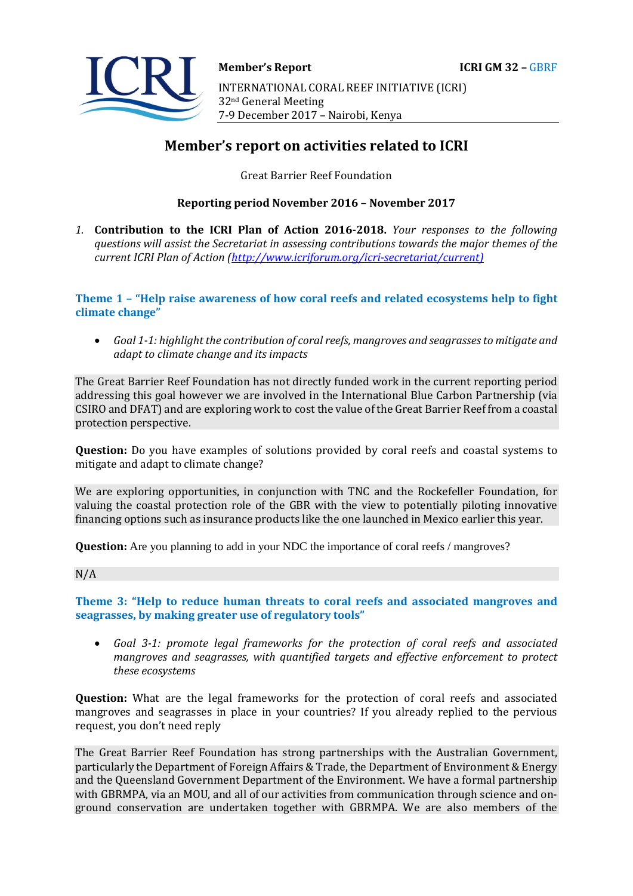**Member's Report** **ICRI GM 32 –** GBRF

INTERNATIONAL CORAL REEF INITIATIVE (ICRI)
32nd General Meeting
7-9 December 2017 – Nairobi, Kenya

# Member's report on activities related to ICRI

Great Barrier Reef Foundation

**Reporting period November 2016 – November 2017**

*1.* **Contribution to the ICRI Plan of Action 2016-2018.** *Your responses to the following questions will assist the Secretariat in assessing contributions towards the major themes of the current ICRI Plan of Action (http://www.icriforum.org/icri-secretariat/current)*

## Theme 1 – "Help raise awareness of how coral reefs and related ecosystems help to fight climate change"

- *Goal 1-1: highlight the contribution of coral reefs, mangroves and seagrasses to mitigate and adapt to climate change and its impacts*

The Great Barrier Reef Foundation has not directly funded work in the current reporting period addressing this goal however we are involved in the International Blue Carbon Partnership (via CSIRO and DFAT) and are exploring work to cost the value of the Great Barrier Reef from a coastal protection perspective.

**Question:** Do you have examples of solutions provided by coral reefs and coastal systems to mitigate and adapt to climate change?

We are exploring opportunities, in conjunction with TNC and the Rockefeller Foundation, for valuing the coastal protection role of the GBR with the view to potentially piloting innovative financing options such as insurance products like the one launched in Mexico earlier this year.

**Question:** Are you planning to add in your NDC the importance of coral reefs / mangroves?

N/A

## Theme 3: "Help to reduce human threats to coral reefs and associated mangroves and seagrasses, by making greater use of regulatory tools"

- *Goal 3-1: promote legal frameworks for the protection of coral reefs and associated mangroves and seagrasses, with quantified targets and effective enforcement to protect these ecosystems*

**Question:** What are the legal frameworks for the protection of coral reefs and associated mangroves and seagrasses in place in your countries? If you already replied to the pervious request, you don't need reply

The Great Barrier Reef Foundation has strong partnerships with the Australian Government, particularly the Department of Foreign Affairs & Trade, the Department of Environment & Energy and the Queensland Government Department of the Environment. We have a formal partnership with GBRMPA, via an MOU, and all of our activities from communication through science and on-ground conservation are undertaken together with GBRMPA. We are also members of the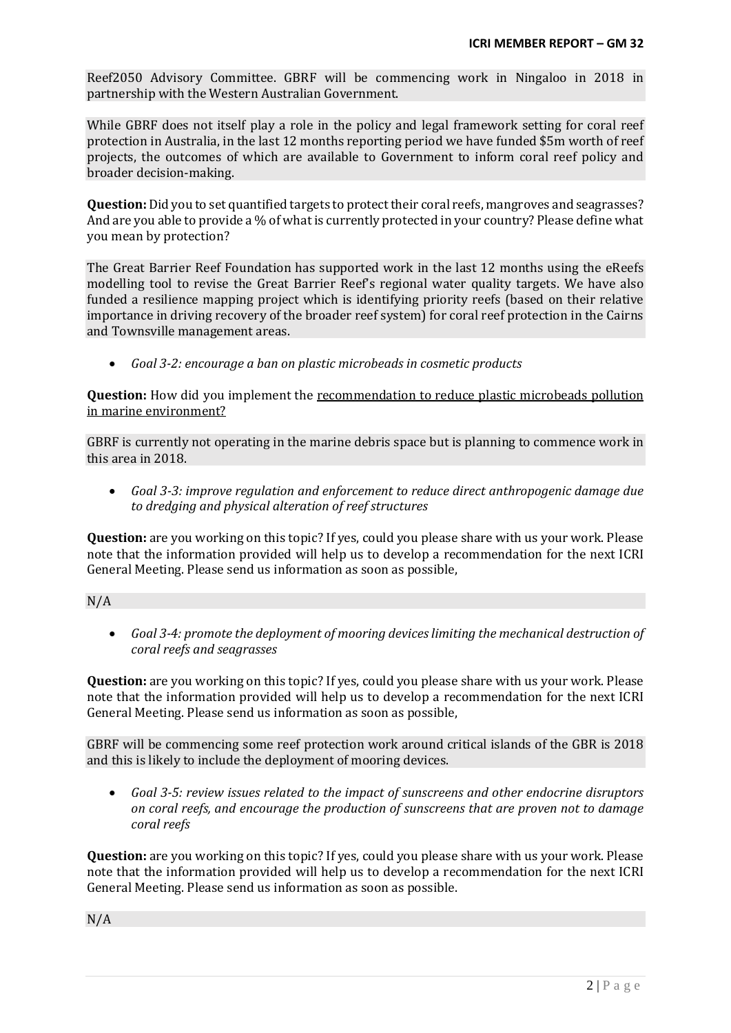Reef2050 Advisory Committee. GBRF will be commencing work in Ningaloo in 2018 in partnership with the Western Australian Government.

While GBRF does not itself play a role in the policy and legal framework setting for coral reef protection in Australia, in the last 12 months reporting period we have funded $5m worth of reef projects, the outcomes of which are available to Government to inform coral reef policy and broader decision-making.

**Question:** Did you to set quantified targets to protect their coral reefs, mangroves and seagrasses? And are you able to provide a % of what is currently protected in your country? Please define what you mean by protection?

The Great Barrier Reef Foundation has supported work in the last 12 months using the eReefs modelling tool to revise the Great Barrier Reef's regional water quality targets. We have also funded a resilience mapping project which is identifying priority reefs (based on their relative importance in driving recovery of the broader reef system) for coral reef protection in the Cairns and Townsville management areas.

- *Goal 3-2: encourage a ban on plastic microbeads in cosmetic products*

**Question:** How did you implement the recommendation to reduce plastic microbeads pollution in marine environment?

GBRF is currently not operating in the marine debris space but is planning to commence work in this area in 2018.

- *Goal 3-3: improve regulation and enforcement to reduce direct anthropogenic damage due to dredging and physical alteration of reef structures*

**Question:** are you working on this topic? If yes, could you please share with us your work. Please note that the information provided will help us to develop a recommendation for the next ICRI General Meeting. Please send us information as soon as possible,

N/A

- *Goal 3-4: promote the deployment of mooring devices limiting the mechanical destruction of coral reefs and seagrasses*

**Question:** are you working on this topic? If yes, could you please share with us your work. Please note that the information provided will help us to develop a recommendation for the next ICRI General Meeting. Please send us information as soon as possible,

GBRF will be commencing some reef protection work around critical islands of the GBR is 2018 and this is likely to include the deployment of mooring devices.

- *Goal 3-5: review issues related to the impact of sunscreens and other endocrine disruptors on coral reefs, and encourage the production of sunscreens that are proven not to damage coral reefs*

**Question:** are you working on this topic? If yes, could you please share with us your work. Please note that the information provided will help us to develop a recommendation for the next ICRI General Meeting. Please send us information as soon as possible.

N/A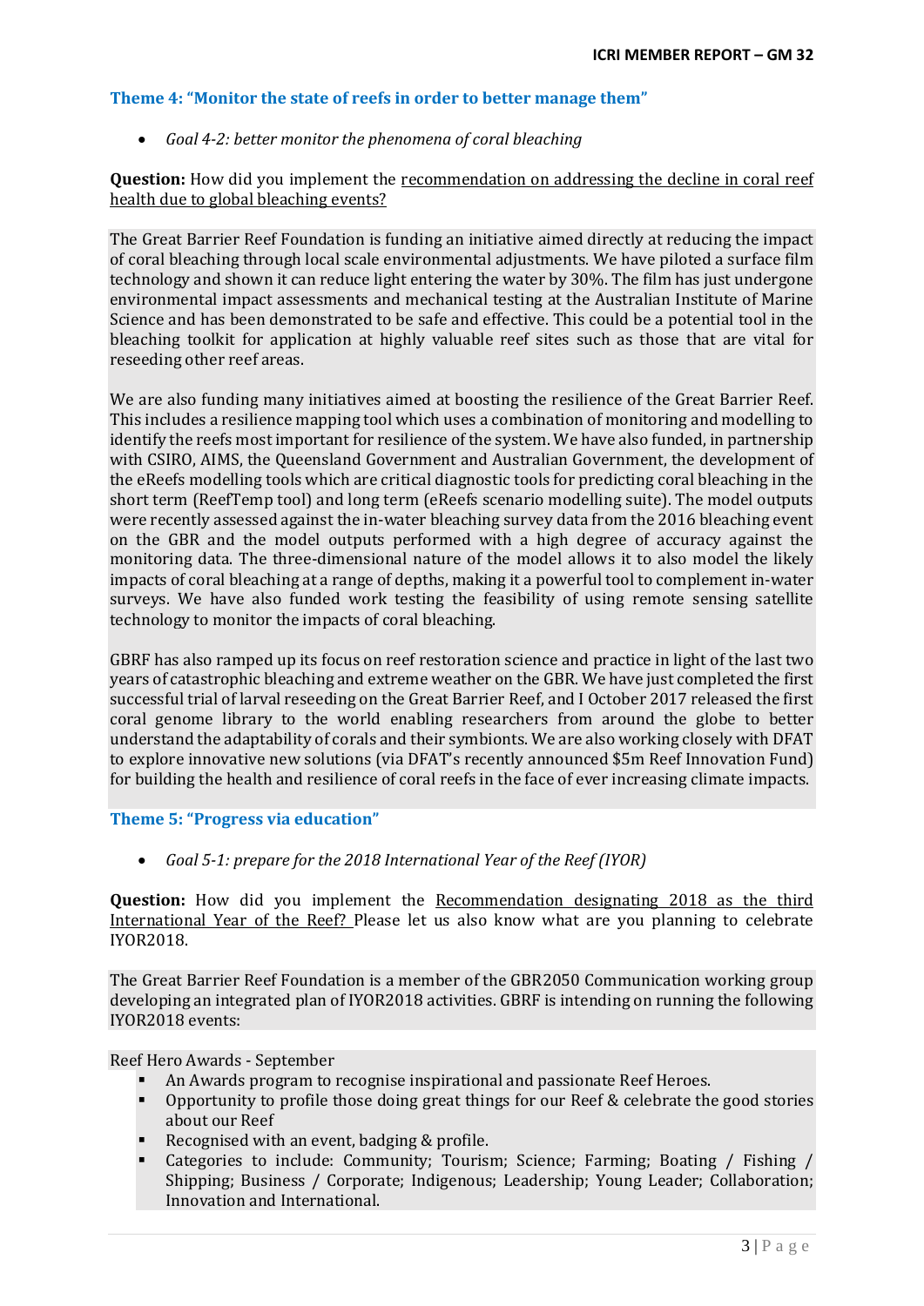### Theme 4: "Monitor the state of reefs in order to better manage them"

- *Goal 4-2: better monitor the phenomena of coral bleaching*

**Question:** How did you implement the recommendation on addressing the decline in coral reef health due to global bleaching events?

The Great Barrier Reef Foundation is funding an initiative aimed directly at reducing the impact of coral bleaching through local scale environmental adjustments. We have piloted a surface film technology and shown it can reduce light entering the water by 30%. The film has just undergone environmental impact assessments and mechanical testing at the Australian Institute of Marine Science and has been demonstrated to be safe and effective. This could be a potential tool in the bleaching toolkit for application at highly valuable reef sites such as those that are vital for reseeding other reef areas.

We are also funding many initiatives aimed at boosting the resilience of the Great Barrier Reef. This includes a resilience mapping tool which uses a combination of monitoring and modelling to identify the reefs most important for resilience of the system. We have also funded, in partnership with CSIRO, AIMS, the Queensland Government and Australian Government, the development of the eReefs modelling tools which are critical diagnostic tools for predicting coral bleaching in the short term (ReefTemp tool) and long term (eReefs scenario modelling suite). The model outputs were recently assessed against the in-water bleaching survey data from the 2016 bleaching event on the GBR and the model outputs performed with a high degree of accuracy against the monitoring data. The three-dimensional nature of the model allows it to also model the likely impacts of coral bleaching at a range of depths, making it a powerful tool to complement in-water surveys. We have also funded work testing the feasibility of using remote sensing satellite technology to monitor the impacts of coral bleaching.

GBRF has also ramped up its focus on reef restoration science and practice in light of the last two years of catastrophic bleaching and extreme weather on the GBR. We have just completed the first successful trial of larval reseeding on the Great Barrier Reef, and I October 2017 released the first coral genome library to the world enabling researchers from around the globe to better understand the adaptability of corals and their symbionts. We are also working closely with DFAT to explore innovative new solutions (via DFAT's recently announced $5m Reef Innovation Fund) for building the health and resilience of coral reefs in the face of ever increasing climate impacts.

### Theme 5: "Progress via education"

- *Goal 5-1: prepare for the 2018 International Year of the Reef (IYOR)*

**Question:** How did you implement the Recommendation designating 2018 as the third International Year of the Reef? Please let us also know what are you planning to celebrate IYOR2018.

The Great Barrier Reef Foundation is a member of the GBR2050 Communication working group developing an integrated plan of IYOR2018 activities. GBRF is intending on running the following IYOR2018 events:

Reef Hero Awards - September

- An Awards program to recognise inspirational and passionate Reef Heroes.
- Opportunity to profile those doing great things for our Reef & celebrate the good stories about our Reef
- Recognised with an event, badging & profile.
- Categories to include: Community; Tourism; Science; Farming; Boating / Fishing / Shipping; Business / Corporate; Indigenous; Leadership; Young Leader; Collaboration; Innovation and International.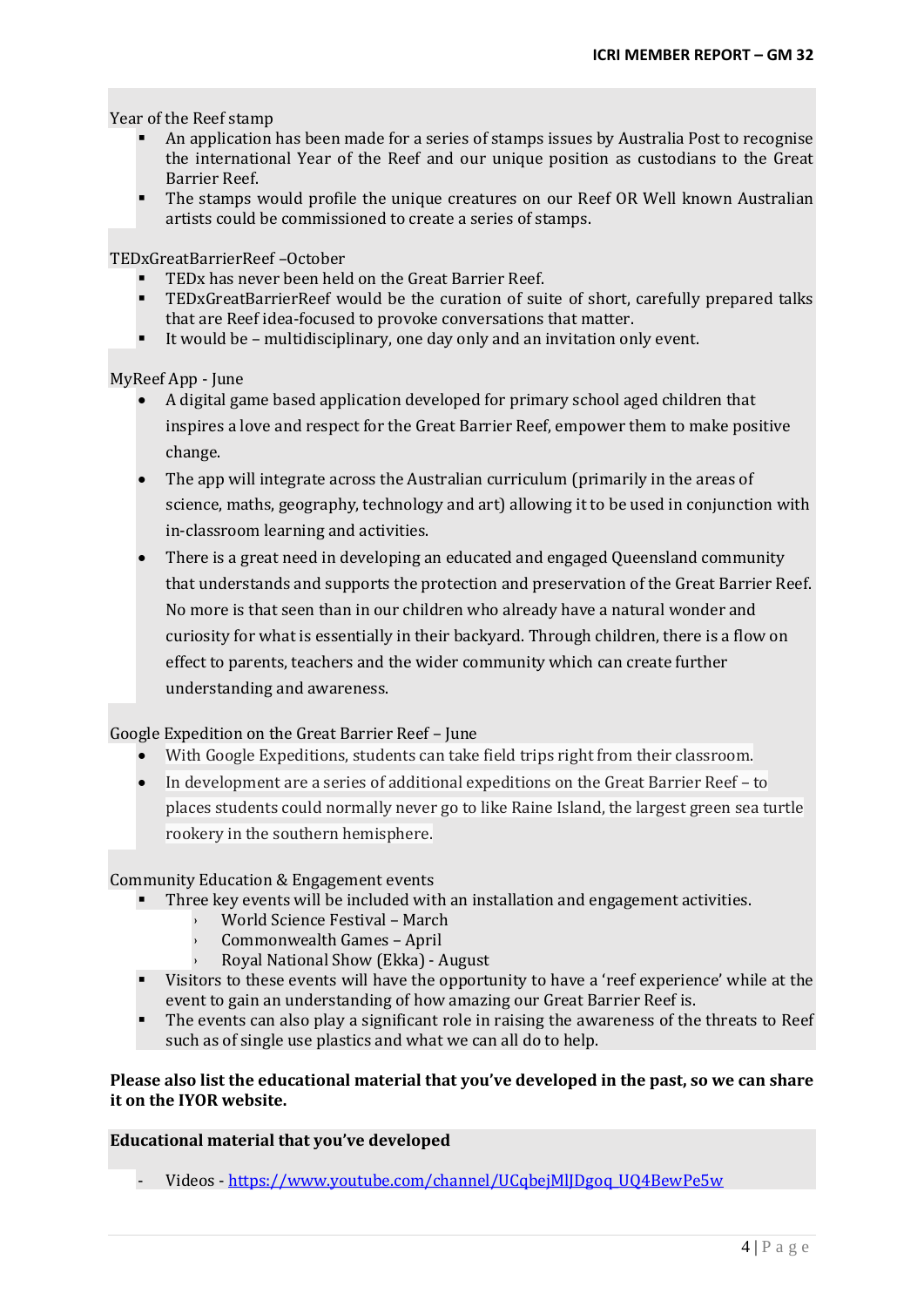Year of the Reef stamp

- An application has been made for a series of stamps issues by Australia Post to recognise the international Year of the Reef and our unique position as custodians to the Great Barrier Reef.
- The stamps would profile the unique creatures on our Reef OR Well known Australian artists could be commissioned to create a series of stamps.

TEDxGreatBarrierReef –October

- TEDx has never been held on the Great Barrier Reef.
- TEDxGreatBarrierReef would be the curation of suite of short, carefully prepared talks that are Reef idea-focused to provoke conversations that matter.
- It would be – multidisciplinary, one day only and an invitation only event.

MyReef App - June

- A digital game based application developed for primary school aged children that inspires a love and respect for the Great Barrier Reef, empower them to make positive change.
- The app will integrate across the Australian curriculum (primarily in the areas of science, maths, geography, technology and art) allowing it to be used in conjunction with in-classroom learning and activities.
- There is a great need in developing an educated and engaged Queensland community that understands and supports the protection and preservation of the Great Barrier Reef. No more is that seen than in our children who already have a natural wonder and curiosity for what is essentially in their backyard. Through children, there is a flow on effect to parents, teachers and the wider community which can create further understanding and awareness.

Google Expedition on the Great Barrier Reef – June

- With Google Expeditions, students can take field trips right from their classroom.
- In development are a series of additional expeditions on the Great Barrier Reef – to places students could normally never go to like Raine Island, the largest green sea turtle rookery in the southern hemisphere.

Community Education & Engagement events

- Three key events will be included with an installation and engagement activities.
  - World Science Festival – March
  - Commonwealth Games – April
  - Royal National Show (Ekka) - August
- Visitors to these events will have the opportunity to have a 'reef experience' while at the event to gain an understanding of how amazing our Great Barrier Reef is.
- The events can also play a significant role in raising the awareness of the threats to Reef such as of single use plastics and what we can all do to help.

**Please also list the educational material that you've developed in the past, so we can share it on the IYOR website.**

**Educational material that you've developed**

- Videos - https://www.youtube.com/channel/UCqbejMlJDgoq_UQ4BewPe5w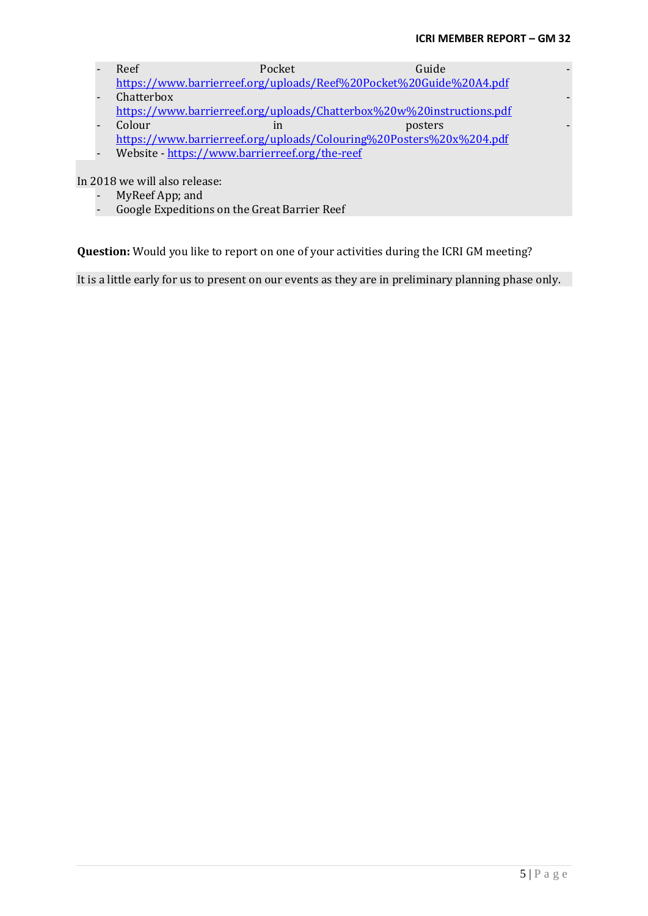- Reef Pocket Guide - https://www.barrierreef.org/uploads/Reef%20Pocket%20Guide%20A4.pdf
- Chatterbox - https://www.barrierreef.org/uploads/Chatterbox%20w%20instructions.pdf
- Colour in posters - https://www.barrierreef.org/uploads/Colouring%20Posters%20x%204.pdf
- Website - https://www.barrierreef.org/the-reef

In 2018 we will also release:

- MyReef App; and
- Google Expeditions on the Great Barrier Reef

**Question:** Would you like to report on one of your activities during the ICRI GM meeting?

It is a little early for us to present on our events as they are in preliminary planning phase only.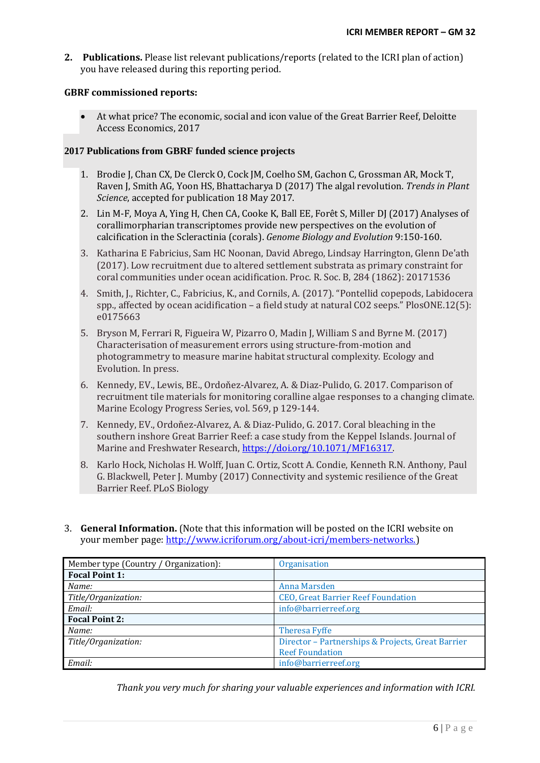2. **Publications.** Please list relevant publications/reports (related to the ICRI plan of action) you have released during this reporting period.

**GBRF commissioned reports:**

- At what price? The economic, social and icon value of the Great Barrier Reef, Deloitte Access Economics, 2017

**2017 Publications from GBRF funded science projects**

1. Brodie J, Chan CX, De Clerck O, Cock JM, Coelho SM, Gachon C, Grossman AR, Mock T, Raven J, Smith AG, Yoon HS, Bhattacharya D (2017) The algal revolution. *Trends in Plant Science*, accepted for publication 18 May 2017.
2. Lin M-F, Moya A, Ying H, Chen CA, Cooke K, Ball EE, Forêt S, Miller DJ (2017) Analyses of corallimorpharian transcriptomes provide new perspectives on the evolution of calcification in the Scleractinia (corals). *Genome Biology and Evolution* 9:150-160.
3. Katharina E Fabricius, Sam HC Noonan, David Abrego, Lindsay Harrington, Glenn De'ath (2017). Low recruitment due to altered settlement substrata as primary constraint for coral communities under ocean acidification. Proc. R. Soc. B, 284 (1862): 20171536
4. Smith, J., Richter, C., Fabricius, K., and Cornils, A. (2017). "Pontellid copepods, Labidocera spp., affected by ocean acidification – a field study at natural CO2 seeps." PlosONE.12(5): e0175663
5. Bryson M, Ferrari R, Figueira W, Pizarro O, Madin J, William S and Byrne M. (2017) Characterisation of measurement errors using structure-from-motion and photogrammetry to measure marine habitat structural complexity. Ecology and Evolution. In press.
6. Kennedy, EV., Lewis, BE., Ordoňez-Alvarez, A. & Diaz-Pulido, G. 2017. Comparison of recruitment tile materials for monitoring coralline algae responses to a changing climate. Marine Ecology Progress Series, vol. 569, p 129-144.
7. Kennedy, EV., Ordoňez-Alvarez, A. & Diaz-Pulido, G. 2017. Coral bleaching in the southern inshore Great Barrier Reef: a case study from the Keppel Islands. Journal of Marine and Freshwater Research, https://doi.org/10.1071/MF16317.
8. Karlo Hock, Nicholas H. Wolff, Juan C. Ortiz, Scott A. Condie, Kenneth R.N. Anthony, Paul G. Blackwell, Peter J. Mumby (2017) Connectivity and systemic resilience of the Great Barrier Reef. PLoS Biology

3. **General Information.** (Note that this information will be posted on the ICRI website on your member page: http://www.icriforum.org/about-icri/members-networks.)

| | |
|---|---|
| Member type (Country / Organization): | Organisation |
| **Focal Point 1:** | |
| *Name:* | Anna Marsden |
| *Title/Organization:* | CEO, Great Barrier Reef Foundation |
| *Email:* | info@barrierreef.org |
| **Focal Point 2:** | |
| *Name:* | Theresa Fyffe |
| *Title/Organization:* | Director – Partnerships & Projects, Great Barrier Reef Foundation |
| *Email:* | info@barrierreef.org |

*Thank you very much for sharing your valuable experiences and information with ICRI.*